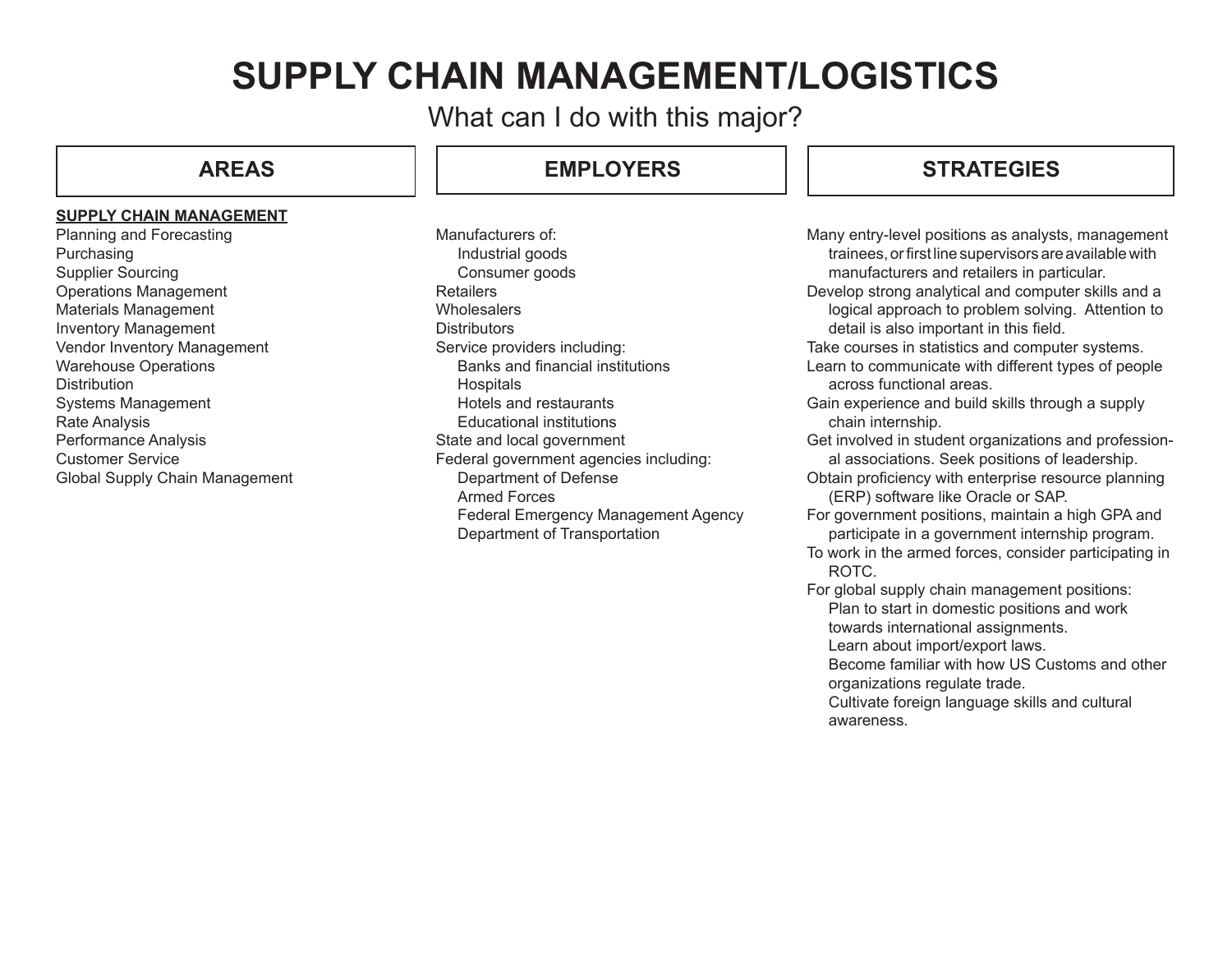# SUPPLY CHAIN MANAGEMENT/LOGISTICS

What can I do with this major?

## AREAS

**SUPPLY CHAIN MANAGEMENT**

Planning and Forecasting
Purchasing
Supplier Sourcing
Operations Management
Materials Management
Inventory Management
Vendor Inventory Management
Warehouse Operations
Distribution
Systems Management
Rate Analysis
Performance Analysis
Customer Service
Global Supply Chain Management

## EMPLOYERS

Manufacturers of:
- Industrial goods
- Consumer goods

Retailers
Wholesalers
Distributors
Service providers including:
- Banks and financial institutions
- Hospitals
- Hotels and restaurants
- Educational institutions

State and local government
Federal government agencies including:
- Department of Defense
- Armed Forces
- Federal Emergency Management Agency
- Department of Transportation

## STRATEGIES

Many entry-level positions as analysts, management trainees, or first line supervisors are available with manufacturers and retailers in particular.
Develop strong analytical and computer skills and a logical approach to problem solving. Attention to detail is also important in this field.
Take courses in statistics and computer systems.
Learn to communicate with different types of people across functional areas.
Gain experience and build skills through a supply chain internship.
Get involved in student organizations and professional associations. Seek positions of leadership.
Obtain proficiency with enterprise resource planning (ERP) software like Oracle or SAP.
For government positions, maintain a high GPA and participate in a government internship program.
To work in the armed forces, consider participating in ROTC.
For global supply chain management positions:
- Plan to start in domestic positions and work towards international assignments.
- Learn about import/export laws.
- Become familiar with how US Customs and other organizations regulate trade.
- Cultivate foreign language skills and cultural awareness.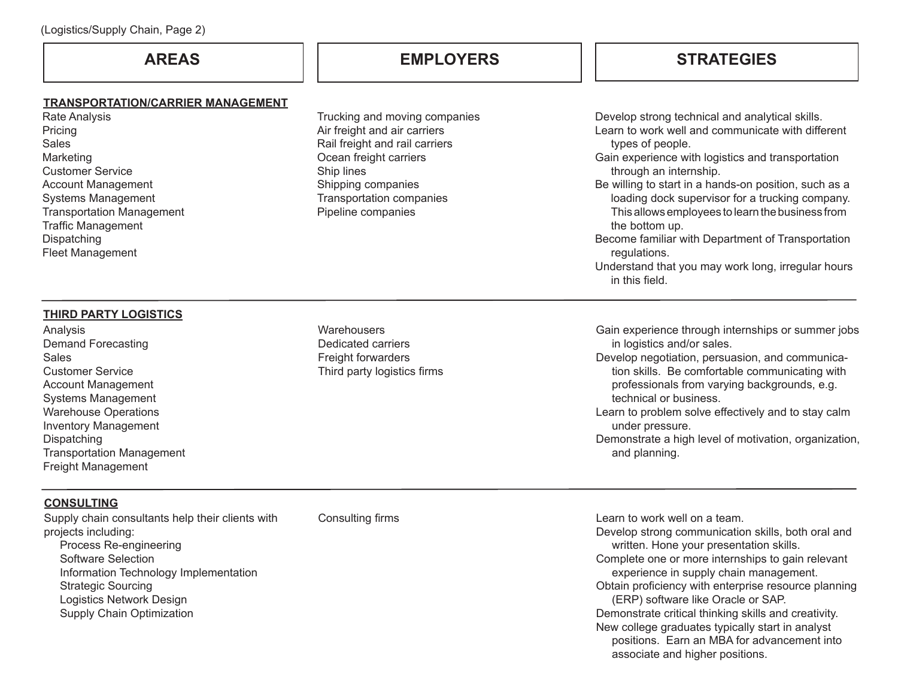| AREAS | EMPLOYERS | STRATEGIES |
|---|---|---|
| **TRANSPORTATION/CARRIER MANAGEMENT**<br>Rate Analysis<br>Pricing<br>Sales<br>Marketing<br>Customer Service<br>Account Management<br>Systems Management<br>Transportation Management<br>Traffic Management<br>Dispatching<br>Fleet Management | Trucking and moving companies<br>Air freight and air carriers<br>Rail freight and rail carriers<br>Ocean freight carriers<br>Ship lines<br>Shipping companies<br>Transportation companies<br>Pipeline companies | Develop strong technical and analytical skills.<br>Learn to work well and communicate with different types of people.<br>Gain experience with logistics and transportation through an internship.<br>Be willing to start in a hands-on position, such as a loading dock supervisor for a trucking company. This allows employees to learn the business from the bottom up.<br>Become familiar with Department of Transportation regulations.<br>Understand that you may work long, irregular hours in this field. |
| **THIRD PARTY LOGISTICS**<br>Analysis<br>Demand Forecasting<br>Sales<br>Customer Service<br>Account Management<br>Systems Management<br>Warehouse Operations<br>Inventory Management<br>Dispatching<br>Transportation Management<br>Freight Management | Warehousers<br>Dedicated carriers<br>Freight forwarders<br>Third party logistics firms | Gain experience through internships or summer jobs in logistics and/or sales.<br>Develop negotiation, persuasion, and communication skills. Be comfortable communicating with professionals from varying backgrounds, e.g. technical or business.<br>Learn to problem solve effectively and to stay calm under pressure.<br>Demonstrate a high level of motivation, organization, and planning. |
| **CONSULTING**<br>Supply chain consultants help their clients with projects including:<br>Process Re-engineering<br>Software Selection<br>Information Technology Implementation<br>Strategic Sourcing<br>Logistics Network Design<br>Supply Chain Optimization | Consulting firms | Learn to work well on a team.<br>Develop strong communication skills, both oral and written. Hone your presentation skills.<br>Complete one or more internships to gain relevant experience in supply chain management.<br>Obtain proficiency with enterprise resource planning (ERP) software like Oracle or SAP.<br>Demonstrate critical thinking skills and creativity.<br>New college graduates typically start in analyst positions. Earn an MBA for advancement into associate and higher positions. |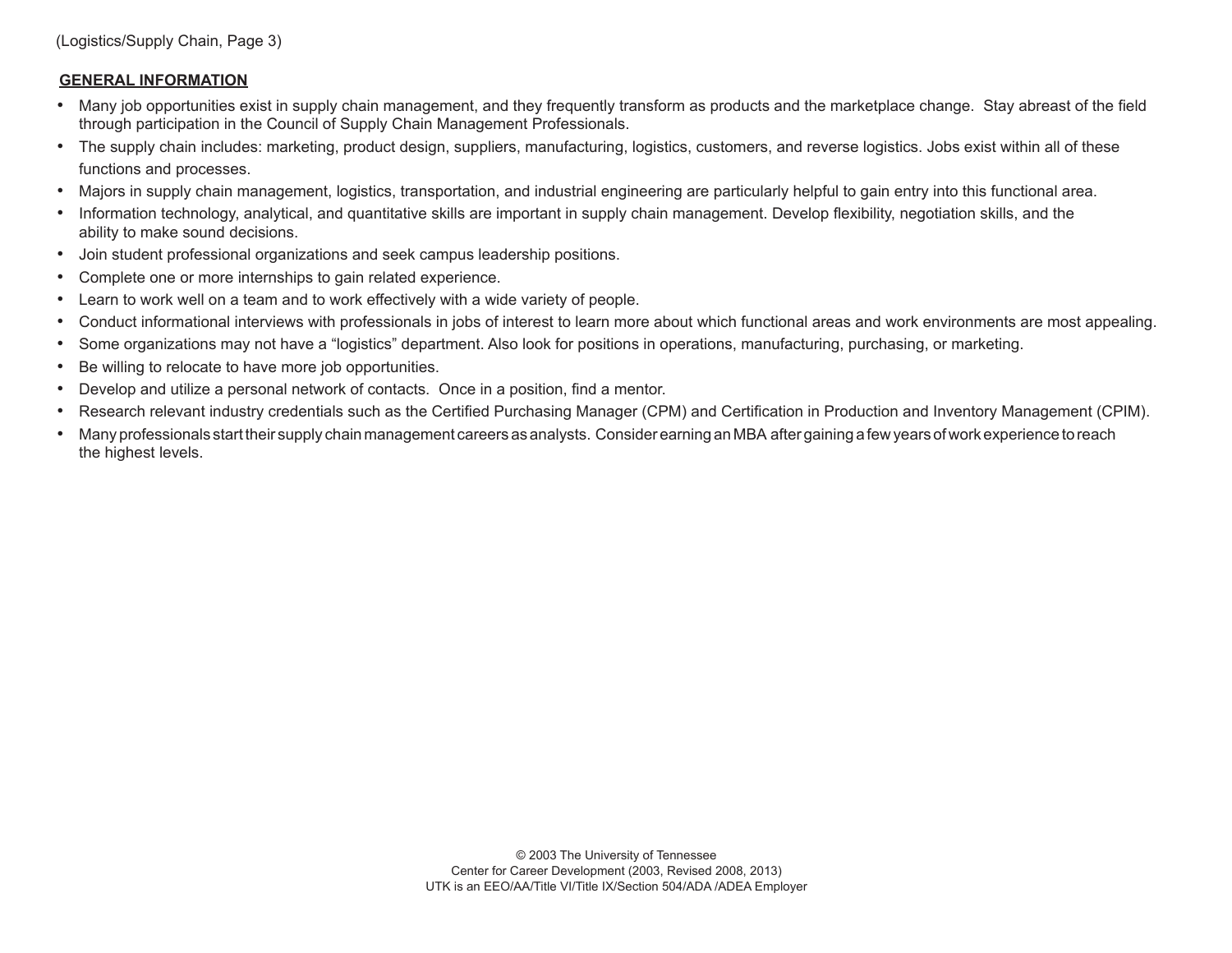## GENERAL INFORMATION

- Many job opportunities exist in supply chain management, and they frequently transform as products and the marketplace change. Stay abreast of the field through participation in the Council of Supply Chain Management Professionals.
- The supply chain includes: marketing, product design, suppliers, manufacturing, logistics, customers, and reverse logistics. Jobs exist within all of these functions and processes.
- Majors in supply chain management, logistics, transportation, and industrial engineering are particularly helpful to gain entry into this functional area.
- Information technology, analytical, and quantitative skills are important in supply chain management. Develop flexibility, negotiation skills, and the ability to make sound decisions.
- Join student professional organizations and seek campus leadership positions.
- Complete one or more internships to gain related experience.
- Learn to work well on a team and to work effectively with a wide variety of people.
- Conduct informational interviews with professionals in jobs of interest to learn more about which functional areas and work environments are most appealing.
- Some organizations may not have a "logistics" department. Also look for positions in operations, manufacturing, purchasing, or marketing.
- Be willing to relocate to have more job opportunities.
- Develop and utilize a personal network of contacts. Once in a position, find a mentor.
- Research relevant industry credentials such as the Certified Purchasing Manager (CPM) and Certification in Production and Inventory Management (CPIM).
- Many professionals start their supply chain management careers as analysts. Consider earning an MBA after gaining a few years of work experience to reach the highest levels.

© 2003 The University of Tennessee
Center for Career Development (2003, Revised 2008, 2013)
UTK is an EEO/AA/Title VI/Title IX/Section 504/ADA /ADEA Employer